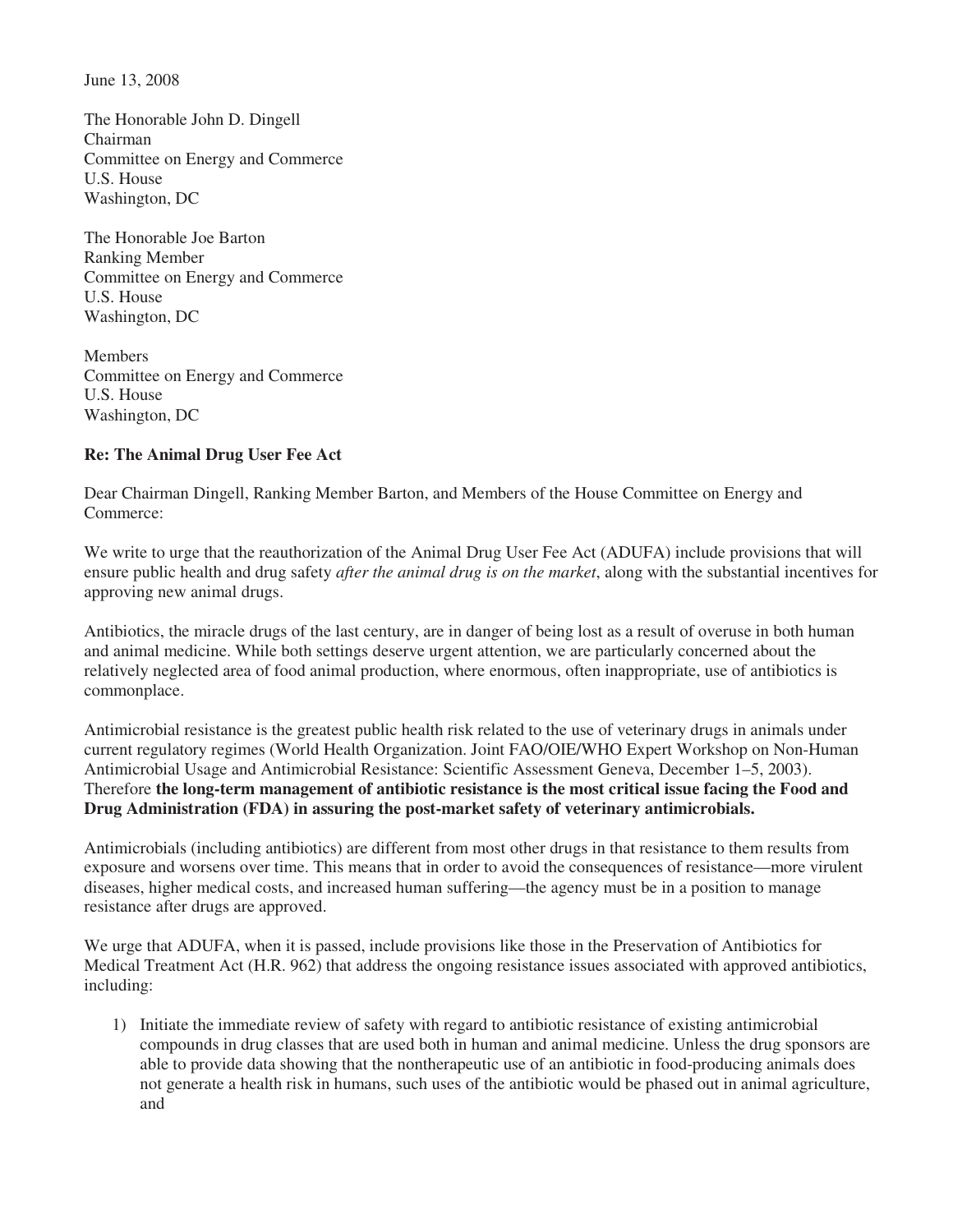June 13, 2008

The Honorable John D. Dingell
Chairman
Committee on Energy and Commerce
U.S. House
Washington, DC

The Honorable Joe Barton
Ranking Member
Committee on Energy and Commerce
U.S. House
Washington, DC

Members
Committee on Energy and Commerce
U.S. House
Washington, DC

**Re: The Animal Drug User Fee Act**

Dear Chairman Dingell, Ranking Member Barton, and Members of the House Committee on Energy and Commerce:

We write to urge that the reauthorization of the Animal Drug User Fee Act (ADUFA) include provisions that will ensure public health and drug safety *after the animal drug is on the market*, along with the substantial incentives for approving new animal drugs.

Antibiotics, the miracle drugs of the last century, are in danger of being lost as a result of overuse in both human and animal medicine. While both settings deserve urgent attention, we are particularly concerned about the relatively neglected area of food animal production, where enormous, often inappropriate, use of antibiotics is commonplace.

Antimicrobial resistance is the greatest public health risk related to the use of veterinary drugs in animals under current regulatory regimes (World Health Organization. Joint FAO/OIE/WHO Expert Workshop on Non-Human Antimicrobial Usage and Antimicrobial Resistance: Scientific Assessment Geneva, December 1–5, 2003). Therefore **the long-term management of antibiotic resistance is the most critical issue facing the Food and Drug Administration (FDA) in assuring the post-market safety of veterinary antimicrobials.**

Antimicrobials (including antibiotics) are different from most other drugs in that resistance to them results from exposure and worsens over time. This means that in order to avoid the consequences of resistance—more virulent diseases, higher medical costs, and increased human suffering—the agency must be in a position to manage resistance after drugs are approved.

We urge that ADUFA, when it is passed, include provisions like those in the Preservation of Antibiotics for Medical Treatment Act (H.R. 962) that address the ongoing resistance issues associated with approved antibiotics, including:

1) Initiate the immediate review of safety with regard to antibiotic resistance of existing antimicrobial compounds in drug classes that are used both in human and animal medicine. Unless the drug sponsors are able to provide data showing that the nontherapeutic use of an antibiotic in food-producing animals does not generate a health risk in humans, such uses of the antibiotic would be phased out in animal agriculture, and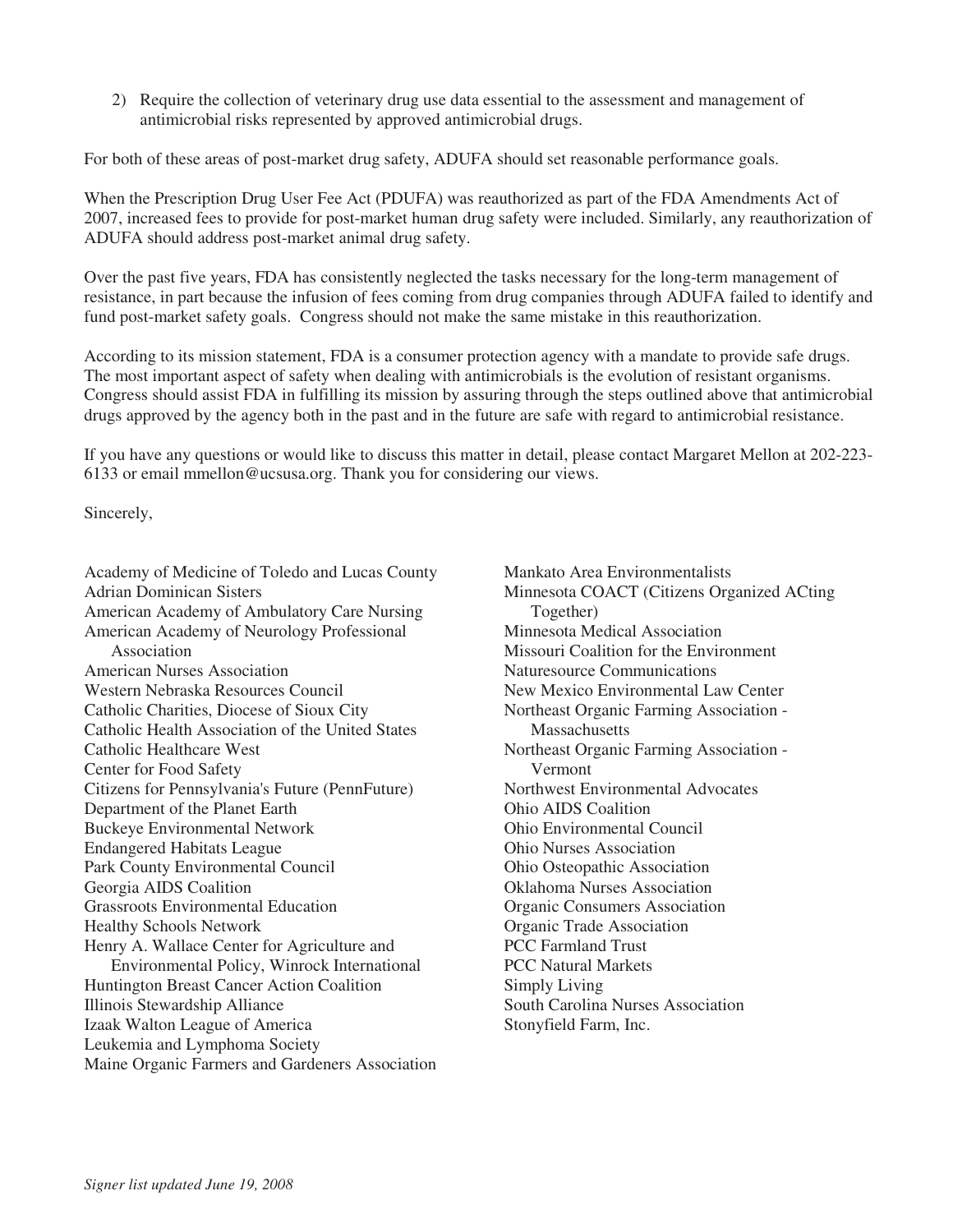2) Require the collection of veterinary drug use data essential to the assessment and management of antimicrobial risks represented by approved antimicrobial drugs.

For both of these areas of post-market drug safety, ADUFA should set reasonable performance goals.

When the Prescription Drug User Fee Act (PDUFA) was reauthorized as part of the FDA Amendments Act of 2007, increased fees to provide for post-market human drug safety were included. Similarly, any reauthorization of ADUFA should address post-market animal drug safety.

Over the past five years, FDA has consistently neglected the tasks necessary for the long-term management of resistance, in part because the infusion of fees coming from drug companies through ADUFA failed to identify and fund post-market safety goals. Congress should not make the same mistake in this reauthorization.

According to its mission statement, FDA is a consumer protection agency with a mandate to provide safe drugs. The most important aspect of safety when dealing with antimicrobials is the evolution of resistant organisms. Congress should assist FDA in fulfilling its mission by assuring through the steps outlined above that antimicrobial drugs approved by the agency both in the past and in the future are safe with regard to antimicrobial resistance.

If you have any questions or would like to discuss this matter in detail, please contact Margaret Mellon at 202-223-6133 or email mmellon@ucsusa.org. Thank you for considering our views.

Sincerely,

Academy of Medicine of Toledo and Lucas County
Adrian Dominican Sisters
American Academy of Ambulatory Care Nursing
American Academy of Neurology Professional Association
American Nurses Association
Western Nebraska Resources Council
Catholic Charities, Diocese of Sioux City
Catholic Health Association of the United States
Catholic Healthcare West
Center for Food Safety
Citizens for Pennsylvania's Future (PennFuture)
Department of the Planet Earth
Buckeye Environmental Network
Endangered Habitats League
Park County Environmental Council
Georgia AIDS Coalition
Grassroots Environmental Education
Healthy Schools Network
Henry A. Wallace Center for Agriculture and Environmental Policy, Winrock International
Huntington Breast Cancer Action Coalition
Illinois Stewardship Alliance
Izaak Walton League of America
Leukemia and Lymphoma Society
Maine Organic Farmers and Gardeners Association
Mankato Area Environmentalists
Minnesota COACT (Citizens Organized ACting Together)
Minnesota Medical Association
Missouri Coalition for the Environment
Naturesource Communications
New Mexico Environmental Law Center
Northeast Organic Farming Association - Massachusetts
Northeast Organic Farming Association - Vermont
Northwest Environmental Advocates
Ohio AIDS Coalition
Ohio Environmental Council
Ohio Nurses Association
Ohio Osteopathic Association
Oklahoma Nurses Association
Organic Consumers Association
Organic Trade Association
PCC Farmland Trust
PCC Natural Markets
Simply Living
South Carolina Nurses Association
Stonyfield Farm, Inc.

*Signer list updated June 19, 2008*